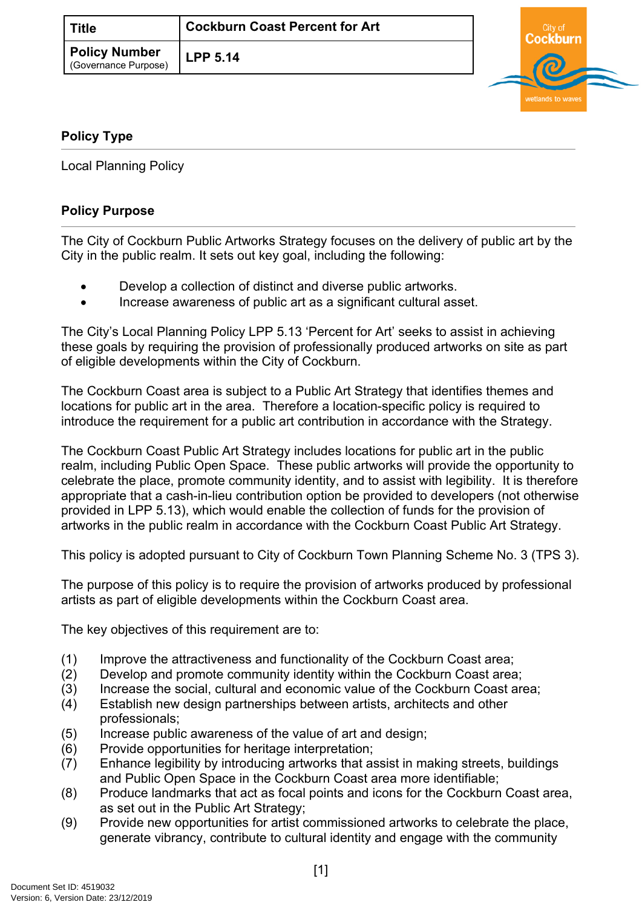| Title | Cockburn Coast Percent for Art |
| --- | --- |
| Policy Number (Governance Purpose) | LPP 5.14 |

## Policy Type

Local Planning Policy

## Policy Purpose

The City of Cockburn Public Artworks Strategy focuses on the delivery of public art by the City in the public realm. It sets out key goal, including the following:

- Develop a collection of distinct and diverse public artworks.
- Increase awareness of public art as a significant cultural asset.

The City's Local Planning Policy LPP 5.13 'Percent for Art' seeks to assist in achieving these goals by requiring the provision of professionally produced artworks on site as part of eligible developments within the City of Cockburn.

The Cockburn Coast area is subject to a Public Art Strategy that identifies themes and locations for public art in the area. Therefore a location-specific policy is required to introduce the requirement for a public art contribution in accordance with the Strategy.

The Cockburn Coast Public Art Strategy includes locations for public art in the public realm, including Public Open Space. These public artworks will provide the opportunity to celebrate the place, promote community identity, and to assist with legibility. It is therefore appropriate that a cash-in-lieu contribution option be provided to developers (not otherwise provided in LPP 5.13), which would enable the collection of funds for the provision of artworks in the public realm in accordance with the Cockburn Coast Public Art Strategy.

This policy is adopted pursuant to City of Cockburn Town Planning Scheme No. 3 (TPS 3).

The purpose of this policy is to require the provision of artworks produced by professional artists as part of eligible developments within the Cockburn Coast area.

The key objectives of this requirement are to:

(1) Improve the attractiveness and functionality of the Cockburn Coast area;
(2) Develop and promote community identity within the Cockburn Coast area;
(3) Increase the social, cultural and economic value of the Cockburn Coast area;
(4) Establish new design partnerships between artists, architects and other professionals;
(5) Increase public awareness of the value of art and design;
(6) Provide opportunities for heritage interpretation;
(7) Enhance legibility by introducing artworks that assist in making streets, buildings and Public Open Space in the Cockburn Coast area more identifiable;
(8) Produce landmarks that act as focal points and icons for the Cockburn Coast area, as set out in the Public Art Strategy;
(9) Provide new opportunities for artist commissioned artworks to celebrate the place, generate vibrancy, contribute to cultural identity and engage with the community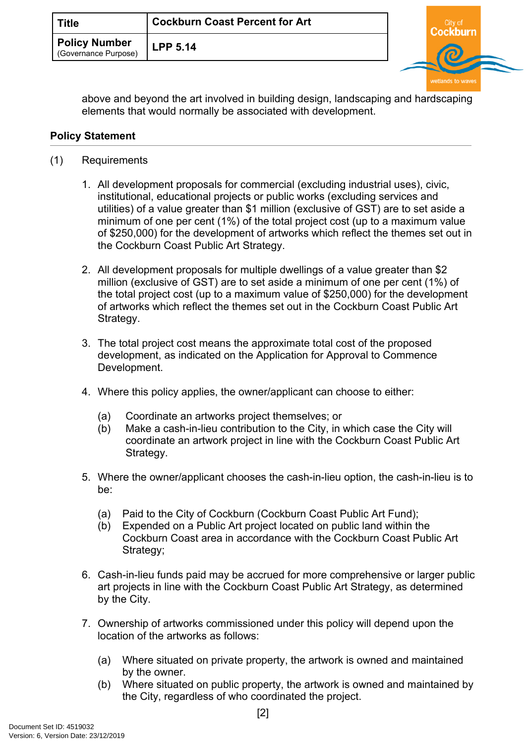above and beyond the art involved in building design, landscaping and hardscaping elements that would normally be associated with development.

## Policy Statement

(1) Requirements

1. All development proposals for commercial (excluding industrial uses), civic, institutional, educational projects or public works (excluding services and utilities) of a value greater than $1 million (exclusive of GST) are to set aside a minimum of one per cent (1%) of the total project cost (up to a maximum value of $250,000) for the development of artworks which reflect the themes set out in the Cockburn Coast Public Art Strategy.

2. All development proposals for multiple dwellings of a value greater than $2 million (exclusive of GST) are to set aside a minimum of one per cent (1%) of the total project cost (up to a maximum value of $250,000) for the development of artworks which reflect the themes set out in the Cockburn Coast Public Art Strategy.

3. The total project cost means the approximate total cost of the proposed development, as indicated on the Application for Approval to Commence Development.

4. Where this policy applies, the owner/applicant can choose to either:

   (a) Coordinate an artworks project themselves; or
   (b) Make a cash-in-lieu contribution to the City, in which case the City will coordinate an artwork project in line with the Cockburn Coast Public Art Strategy.

5. Where the owner/applicant chooses the cash-in-lieu option, the cash-in-lieu is to be:

   (a) Paid to the City of Cockburn (Cockburn Coast Public Art Fund);
   (b) Expended on a Public Art project located on public land within the Cockburn Coast area in accordance with the Cockburn Coast Public Art Strategy;

6. Cash-in-lieu funds paid may be accrued for more comprehensive or larger public art projects in line with the Cockburn Coast Public Art Strategy, as determined by the City.

7. Ownership of artworks commissioned under this policy will depend upon the location of the artworks as follows:

   (a) Where situated on private property, the artwork is owned and maintained by the owner.
   (b) Where situated on public property, the artwork is owned and maintained by the City, regardless of who coordinated the project.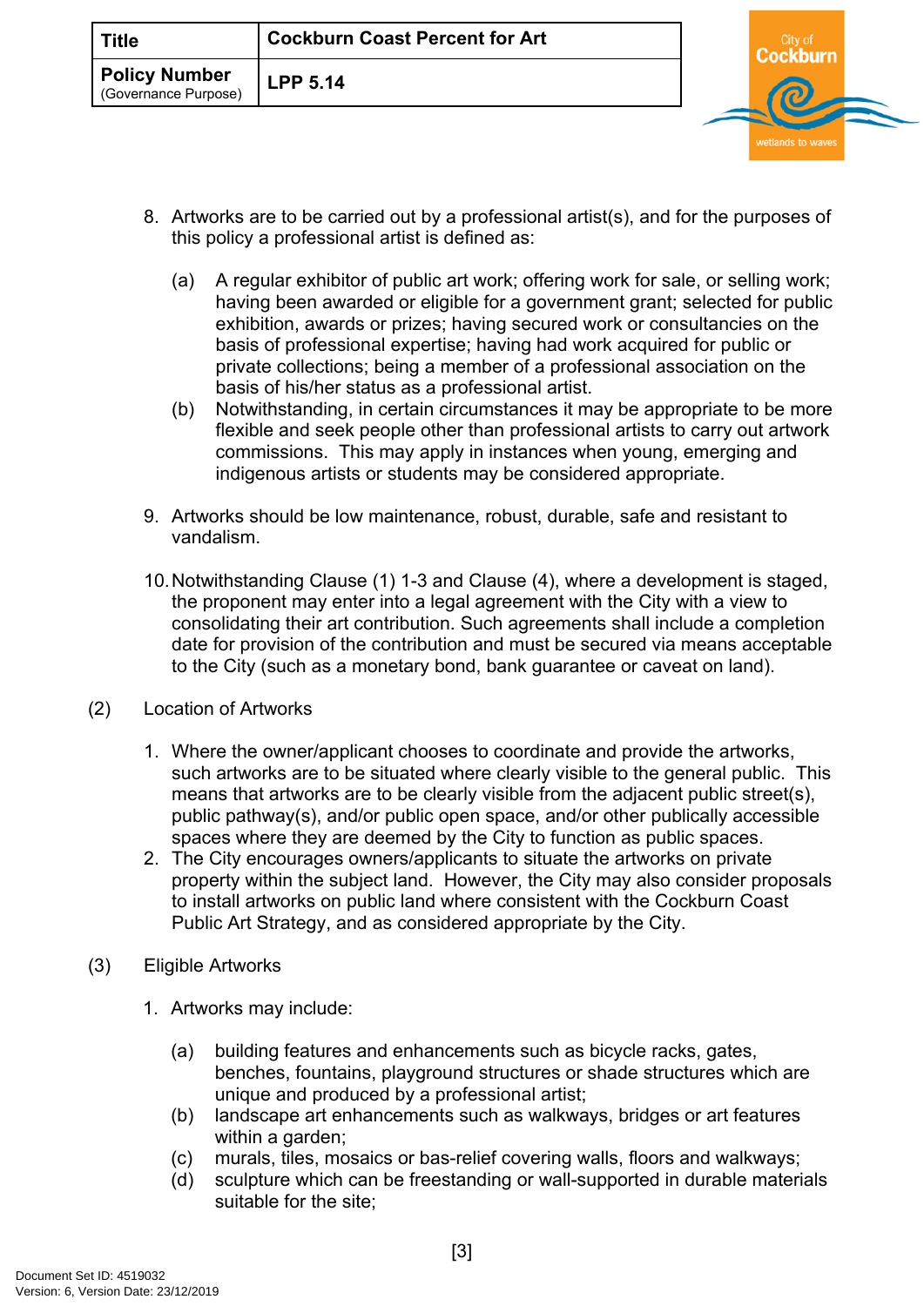8. Artworks are to be carried out by a professional artist(s), and for the purposes of this policy a professional artist is defined as:

   (a) A regular exhibitor of public art work; offering work for sale, or selling work; having been awarded or eligible for a government grant; selected for public exhibition, awards or prizes; having secured work or consultancies on the basis of professional expertise; having had work acquired for public or private collections; being a member of a professional association on the basis of his/her status as a professional artist.

   (b) Notwithstanding, in certain circumstances it may be appropriate to be more flexible and seek people other than professional artists to carry out artwork commissions. This may apply in instances when young, emerging and indigenous artists or students may be considered appropriate.

9. Artworks should be low maintenance, robust, durable, safe and resistant to vandalism.

10. Notwithstanding Clause (1) 1-3 and Clause (4), where a development is staged, the proponent may enter into a legal agreement with the City with a view to consolidating their art contribution. Such agreements shall include a completion date for provision of the contribution and must be secured via means acceptable to the City (such as a monetary bond, bank guarantee or caveat on land).

(2) Location of Artworks

1. Where the owner/applicant chooses to coordinate and provide the artworks, such artworks are to be situated where clearly visible to the general public. This means that artworks are to be clearly visible from the adjacent public street(s), public pathway(s), and/or public open space, and/or other publically accessible spaces where they are deemed by the City to function as public spaces.
2. The City encourages owners/applicants to situate the artworks on private property within the subject land. However, the City may also consider proposals to install artworks on public land where consistent with the Cockburn Coast Public Art Strategy, and as considered appropriate by the City.

(3) Eligible Artworks

1. Artworks may include:

   (a) building features and enhancements such as bicycle racks, gates, benches, fountains, playground structures or shade structures which are unique and produced by a professional artist;

   (b) landscape art enhancements such as walkways, bridges or art features within a garden;

   (c) murals, tiles, mosaics or bas-relief covering walls, floors and walkways;

   (d) sculpture which can be freestanding or wall-supported in durable materials suitable for the site;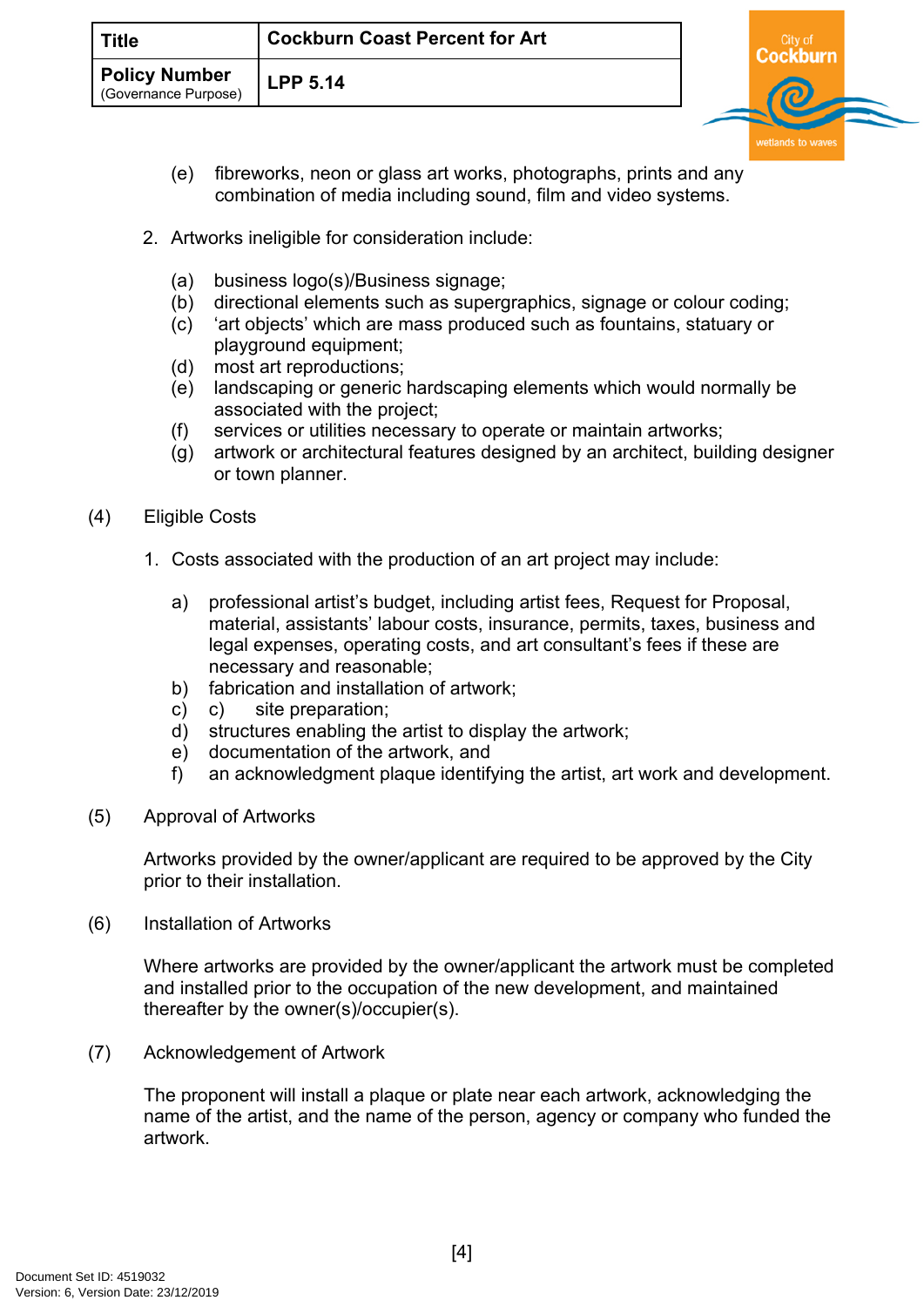(e) fibreworks, neon or glass art works, photographs, prints and any combination of media including sound, film and video systems.

2. Artworks ineligible for consideration include:

   (a) business logo(s)/Business signage;
   (b) directional elements such as supergraphics, signage or colour coding;
   (c) 'art objects' which are mass produced such as fountains, statuary or playground equipment;
   (d) most art reproductions;
   (e) landscaping or generic hardscaping elements which would normally be associated with the project;
   (f) services or utilities necessary to operate or maintain artworks;
   (g) artwork or architectural features designed by an architect, building designer or town planner.

(4) Eligible Costs

1. Costs associated with the production of an art project may include:

   a) professional artist's budget, including artist fees, Request for Proposal, material, assistants' labour costs, insurance, permits, taxes, business and legal expenses, operating costs, and art consultant's fees if these are necessary and reasonable;
   b) fabrication and installation of artwork;
   c) c) site preparation;
   d) structures enabling the artist to display the artwork;
   e) documentation of the artwork, and
   f) an acknowledgment plaque identifying the artist, art work and development.

(5) Approval of Artworks

Artworks provided by the owner/applicant are required to be approved by the City prior to their installation.

(6) Installation of Artworks

Where artworks are provided by the owner/applicant the artwork must be completed and installed prior to the occupation of the new development, and maintained thereafter by the owner(s)/occupier(s).

(7) Acknowledgement of Artwork

The proponent will install a plaque or plate near each artwork, acknowledging the name of the artist, and the name of the person, agency or company who funded the artwork.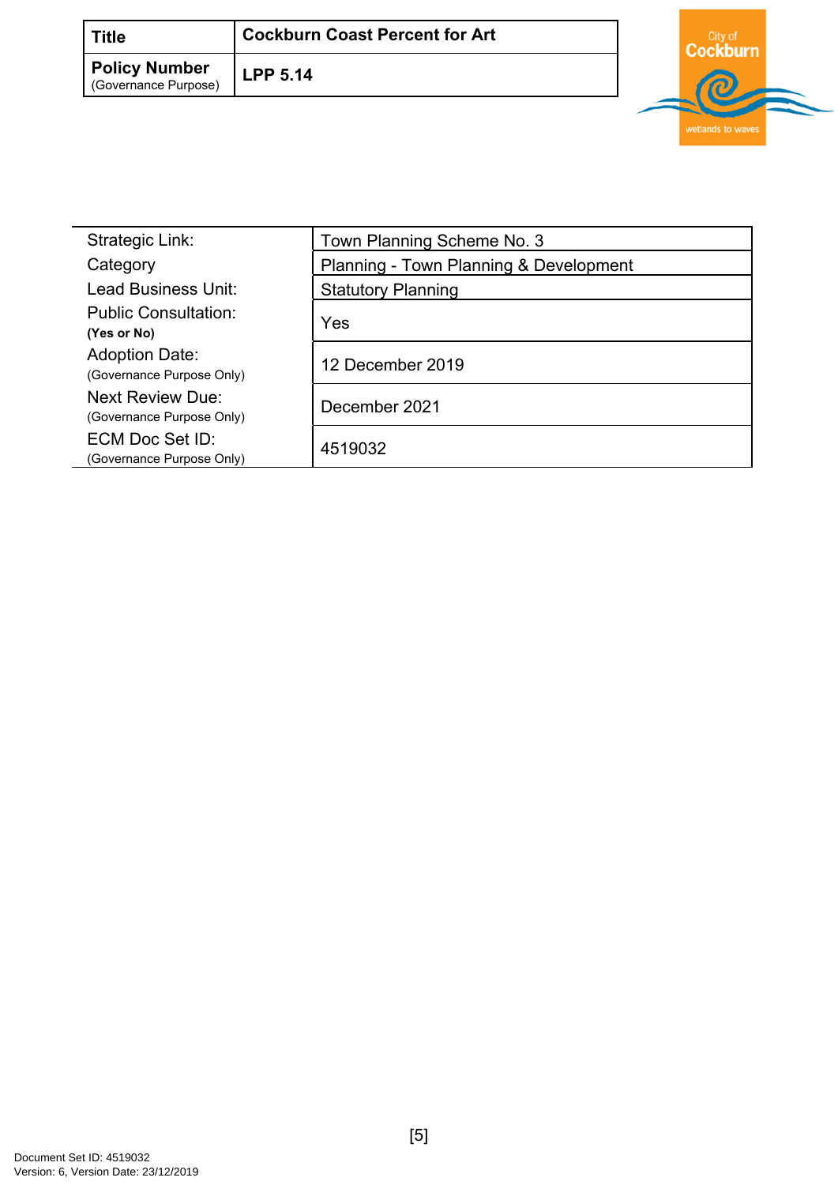| Title | Cockburn Coast Percent for Art |
|---|---|
| Policy Number (Governance Purpose) | LPP 5.14 |

| | |
|---|---|
| Strategic Link: | Town Planning Scheme No. 3 |
| Category | Planning - Town Planning & Development |
| Lead Business Unit: | Statutory Planning |
| Public Consultation: (Yes or No) | Yes |
| Adoption Date: (Governance Purpose Only) | 12 December 2019 |
| Next Review Due: (Governance Purpose Only) | December 2021 |
| ECM Doc Set ID: (Governance Purpose Only) | 4519032 |

Document Set ID: 4519032
Version: 6, Version Date: 23/12/2019